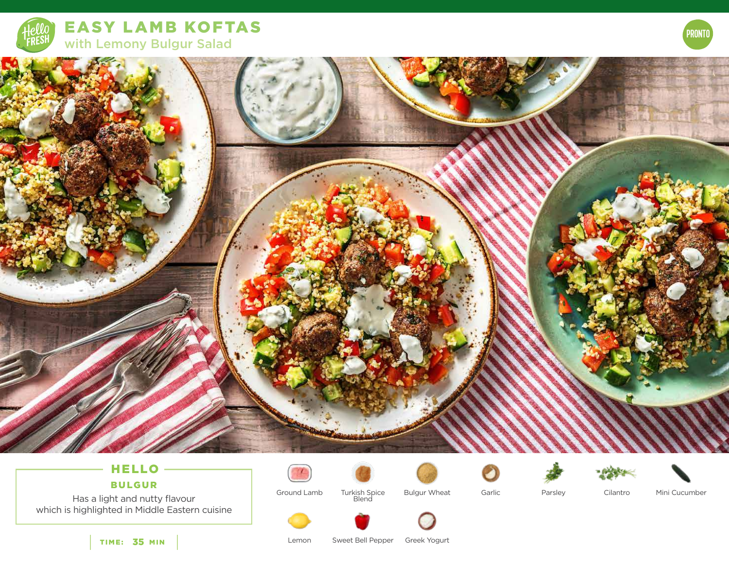# EASY LAMB KOFTAS

## with Lemony Bulgur Salad

PRONTO

### HELLO BULGUR

Has a light and nutty flavour which is highlighted in Middle Eastern cuisine

TIME: 35 MIN

- Ground Lamb
- Turkish Spice Blend
- Bulgur Wheat
- Garlic
- Parsley
- Cilantro
- Mini Cucumber
- Lemon
- Sweet Bell Pepper
- Greek Yogurt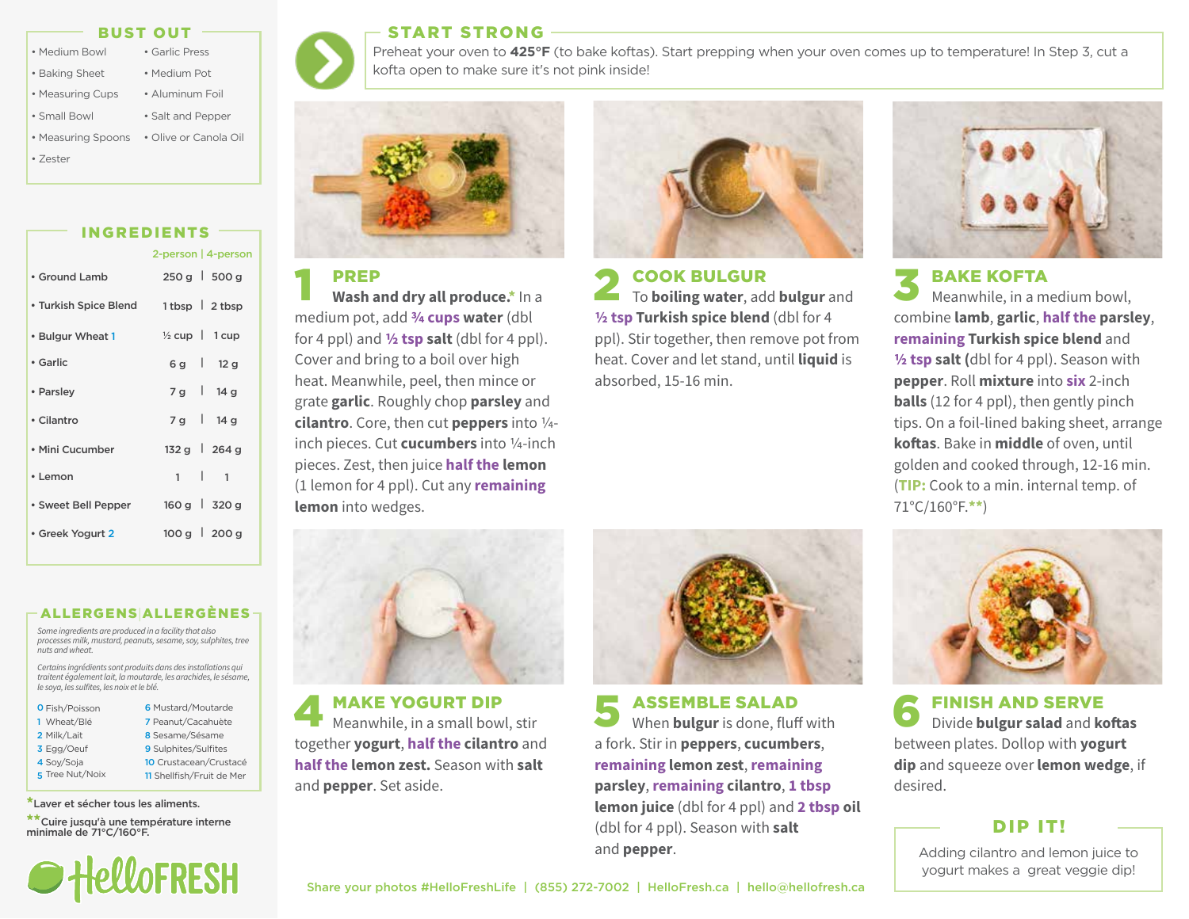## BUST OUT

- Medium Bowl
- Baking Sheet
- Measuring Cups
- Small Bowl
- Measuring Spoons
- Zester
- Garlic Press
- Medium Pot
- Aluminum Foil
- Salt and Pepper
- Olive or Canola Oil

## INGREDIENTS

| | 2-person | 4-person |
|---|---|---|
| Ground Lamb | 250 g | 500 g |
| Turkish Spice Blend | 1 tbsp | 2 tbsp |
| Bulgur Wheat 1 | ½ cup | 1 cup |
| Garlic | 6 g | 12 g |
| Parsley | 7 g | 14 g |
| Cilantro | 7 g | 14 g |
| Mini Cucumber | 132 g | 264 g |
| Lemon | 1 | 1 |
| Sweet Bell Pepper | 160 g | 320 g |
| Greek Yogurt 2 | 100 g | 200 g |

## ALLERGENS | ALLERGÈNES

*Some ingredients are produced in a facility that also processes milk, mustard, peanuts, sesame, soy, sulphites, tree nuts and wheat.*

*Certains ingrédients sont produits dans des installations qui traitent également lait, la moutarde, les arachides, le sésame, le soya, les sulfites, les noix et le blé.*

0 Fish/Poisson
1 Wheat/Blé
2 Milk/Lait
3 Egg/Oeuf
4 Soy/Soja
5 Tree Nut/Noix
6 Mustard/Moutarde
7 Peanut/Cacahuète
8 Sesame/Sésame
9 Sulphites/Sulfites
10 Crustacean/Crustacé
11 Shellfish/Fruit de Mer

*Laver et sécher tous les aliments.

**Cuire jusqu'à une température interne minimale de 71°C/160°F.

## START STRONG

Preheat your oven to **425°F** (to bake koftas). Start prepping when your oven comes up to temperature! In Step 3, cut a kofta open to make sure it's not pink inside!

## 1 PREP

**Wash and dry all produce.*** In a medium pot, add **¾ cups water** (dbl for 4 ppl) and **½ tsp salt** (dbl for 4 ppl). Cover and bring to a boil over high heat. Meanwhile, peel, then mince or grate **garlic**. Roughly chop **parsley** and **cilantro**. Core, then cut **peppers** into ¼-inch pieces. Cut **cucumbers** into ¼-inch pieces. Zest, then juice **half the lemon** (1 lemon for 4 ppl). Cut any **remaining lemon** into wedges.

## 2 COOK BULGUR

To **boiling water**, add **bulgur** and **½ tsp Turkish spice blend** (dbl for 4 ppl). Stir together, then remove pot from heat. Cover and let stand, until **liquid** is absorbed, 15-16 min.

## 3 BAKE KOFTA

Meanwhile, in a medium bowl, combine **lamb**, **garlic**, **half the parsley**, **remaining Turkish spice blend** and **½ tsp salt (**dbl for 4 ppl). Season with **pepper**. Roll **mixture** into **six** 2-inch **balls** (12 for 4 ppl), then gently pinch tips. On a foil-lined baking sheet, arrange **koftas**. Bake in **middle** of oven, until golden and cooked through, 12-16 min. (**TIP:** Cook to a min. internal temp. of 71°C/160°F.**)

## 4 MAKE YOGURT DIP

Meanwhile, in a small bowl, stir together **yogurt**, **half the cilantro** and **half the lemon zest.** Season with **salt** and **pepper**. Set aside.

## 5 ASSEMBLE SALAD

When **bulgur** is done, fluff with a fork. Stir in **peppers**, **cucumbers**, **remaining lemon zest**, **remaining parsley**, **remaining cilantro**, **1 tbsp lemon juice** (dbl for 4 ppl) and **2 tbsp oil** (dbl for 4 ppl). Season with **salt** and **pepper**.

## 6 FINISH AND SERVE

Divide **bulgur salad** and **koftas** between plates. Dollop with **yogurt dip** and squeeze over **lemon wedge**, if desired.

## DIP IT!

Adding cilantro and lemon juice to yogurt makes a great veggie dip!

Share your photos #HelloFreshLife | (855) 272-7002 | HelloFresh.ca | hello@hellofresh.ca